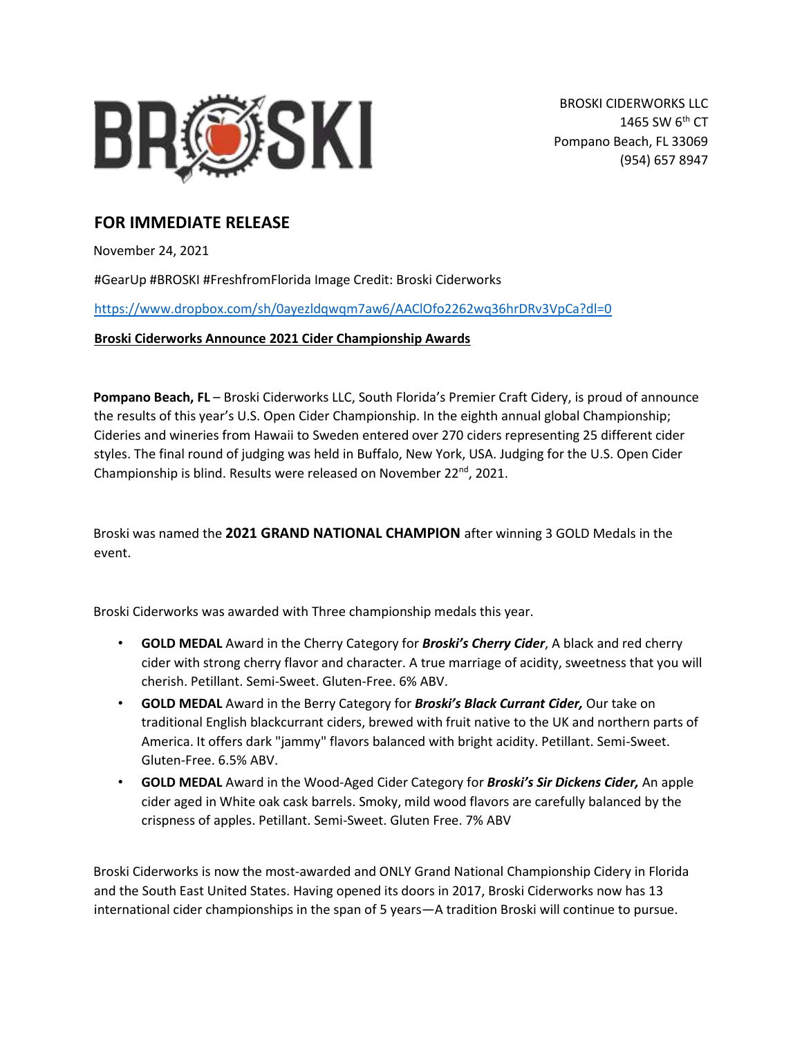BROSKI CIDERWORKS LLC
1465 SW 6th CT
Pompano Beach, FL 33069
(954) 657 8947

## FOR IMMEDIATE RELEASE

November 24, 2021

#GearUp #BROSKI #FreshfromFlorida Image Credit: Broski Ciderworks

https://www.dropbox.com/sh/0ayezldqwqm7aw6/AAClOfo2262wq36hrDRv3VpCa?dl=0

**Broski Ciderworks Announce 2021 Cider Championship Awards**

**Pompano Beach, FL** – Broski Ciderworks LLC, South Florida's Premier Craft Cidery, is proud of announce the results of this year's U.S. Open Cider Championship. In the eighth annual global Championship; Cideries and wineries from Hawaii to Sweden entered over 270 ciders representing 25 different cider styles. The final round of judging was held in Buffalo, New York, USA. Judging for the U.S. Open Cider Championship is blind. Results were released on November 22nd, 2021.

Broski was named the **2021 GRAND NATIONAL CHAMPION** after winning 3 GOLD Medals in the event.

Broski Ciderworks was awarded with Three championship medals this year.

- **GOLD MEDAL** Award in the Cherry Category for ***Broski's Cherry Cider***, A black and red cherry cider with strong cherry flavor and character. A true marriage of acidity, sweetness that you will cherish. Petillant. Semi-Sweet. Gluten-Free. 6% ABV.
- **GOLD MEDAL** Award in the Berry Category for ***Broski's Black Currant Cider,*** Our take on traditional English blackcurrant ciders, brewed with fruit native to the UK and northern parts of America. It offers dark "jammy" flavors balanced with bright acidity. Petillant. Semi-Sweet. Gluten-Free. 6.5% ABV.
- **GOLD MEDAL** Award in the Wood-Aged Cider Category for ***Broski's Sir Dickens Cider,*** An apple cider aged in White oak cask barrels. Smoky, mild wood flavors are carefully balanced by the crispness of apples. Petillant. Semi-Sweet. Gluten Free. 7% ABV

Broski Ciderworks is now the most-awarded and ONLY Grand National Championship Cidery in Florida and the South East United States. Having opened its doors in 2017, Broski Ciderworks now has 13 international cider championships in the span of 5 years—A tradition Broski will continue to pursue.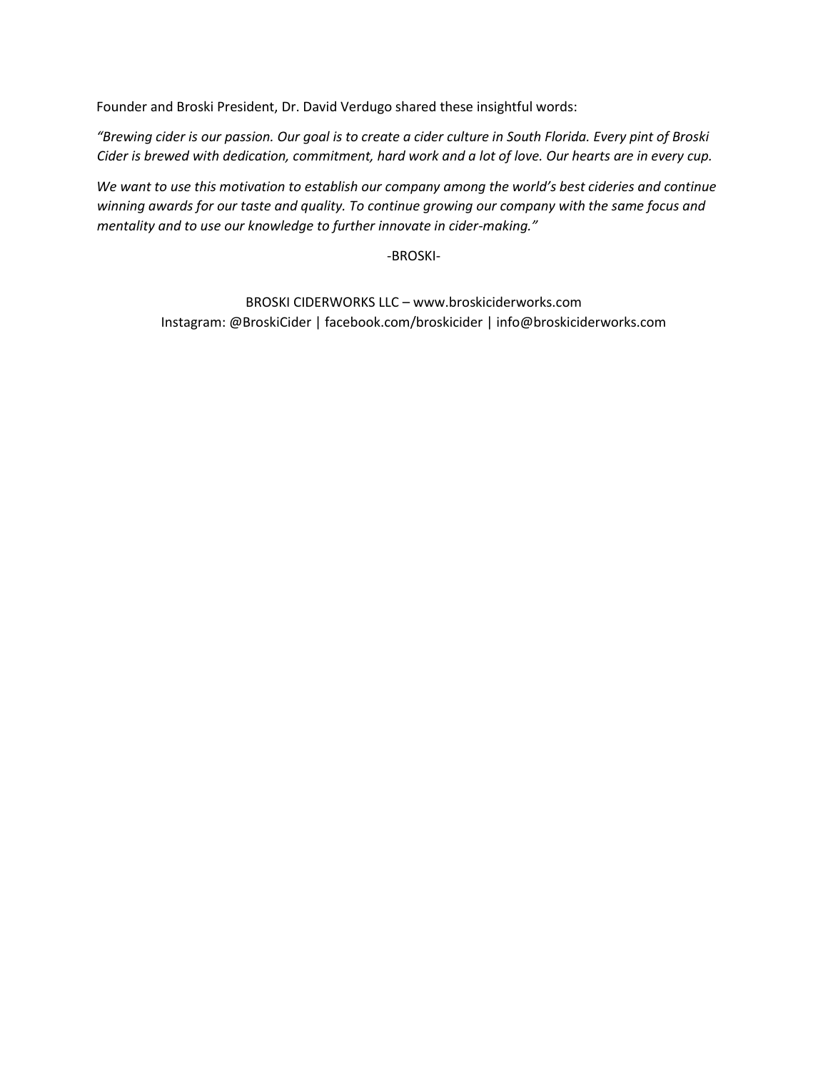Founder and Broski President, Dr. David Verdugo shared these insightful words:

*"Brewing cider is our passion. Our goal is to create a cider culture in South Florida. Every pint of Broski Cider is brewed with dedication, commitment, hard work and a lot of love. Our hearts are in every cup.*

*We want to use this motivation to establish our company among the world's best cideries and continue winning awards for our taste and quality. To continue growing our company with the same focus and mentality and to use our knowledge to further innovate in cider-making."*

-BROSKI-

BROSKI CIDERWORKS LLC – www.broskiciderworks.com
Instagram: @BroskiCider | facebook.com/broskicider | info@broskiciderworks.com